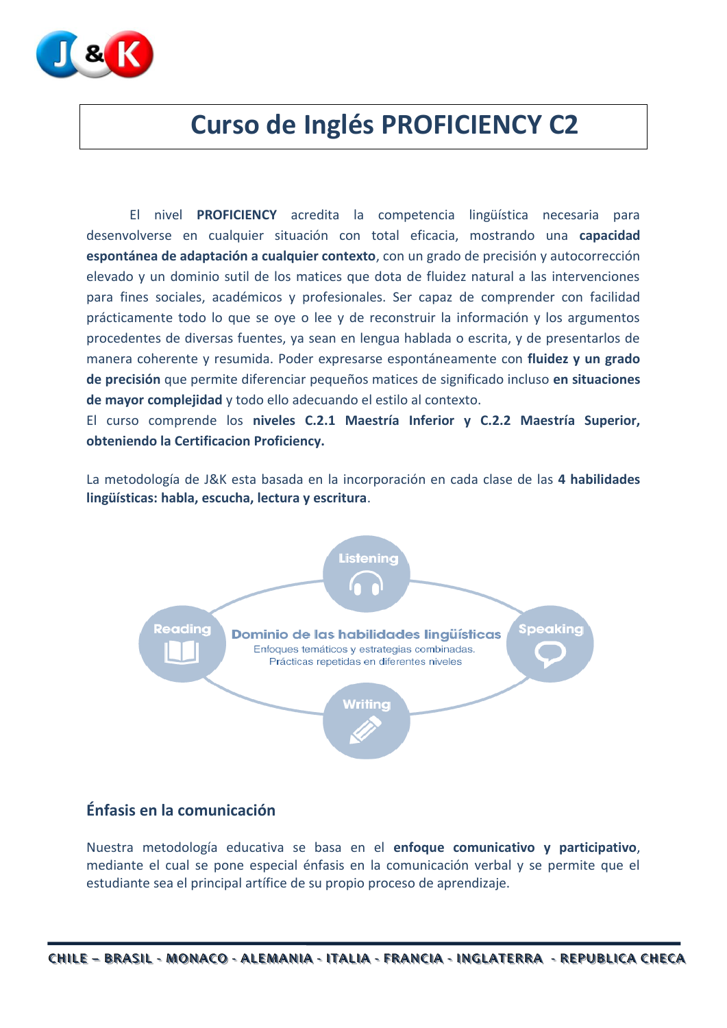# Curso de Inglés PROFICIENCY C2

El nivel **PROFICIENCY** acredita la competencia lingüística necesaria para desenvolverse en cualquier situación con total eficacia, mostrando una **capacidad espontánea de adaptación a cualquier contexto**, con un grado de precisión y autocorrección elevado y un dominio sutil de los matices que dota de fluidez natural a las intervenciones para fines sociales, académicos y profesionales. Ser capaz de comprender con facilidad prácticamente todo lo que se oye o lee y de reconstruir la información y los argumentos procedentes de diversas fuentes, ya sean en lengua hablada o escrita, y de presentarlos de manera coherente y resumida. Poder expresarse espontáneamente con **fluidez y un grado de precisión** que permite diferenciar pequeños matices de significado incluso **en situaciones de mayor complejidad** y todo ello adecuando el estilo al contexto.

El curso comprende los **niveles C.2.1 Maestría Inferior y C.2.2 Maestría Superior, obteniendo la Certificacion Proficiency.**

La metodología de J&K esta basada en la incorporación en cada clase de las **4 habilidades lingüísticas: habla, escucha, lectura y escritura**.

Listening

Reading

**Dominio de las habilidades lingüísticas**

Enfoques temáticos y estrategias combinadas.
Prácticas repetidas en diferentes niveles

Speaking

Writing

## Énfasis en la comunicación

Nuestra metodología educativa se basa en el **enfoque comunicativo y participativo**, mediante el cual se pone especial énfasis en la comunicación verbal y se permite que el estudiante sea el principal artífice de su propio proceso de aprendizaje.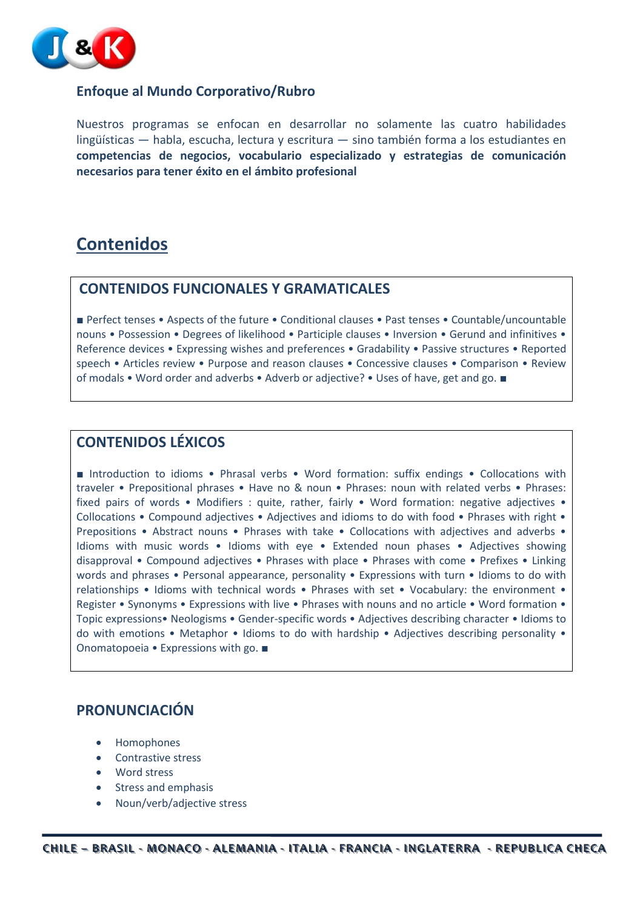## Enfoque al Mundo Corporativo/Rubro

Nuestros programas se enfocan en desarrollar no solamente las cuatro habilidades lingüísticas — habla, escucha, lectura y escritura — sino también forma a los estudiantes en **competencias de negocios, vocabulario especializado y estrategias de comunicación necesarios para tener éxito en el ámbito profesional**

# Contenidos

## CONTENIDOS FUNCIONALES Y GRAMATICALES

■ Perfect tenses • Aspects of the future • Conditional clauses • Past tenses • Countable/uncountable nouns • Possession • Degrees of likelihood • Participle clauses • Inversion • Gerund and infinitives • Reference devices • Expressing wishes and preferences • Gradability • Passive structures • Reported speech • Articles review • Purpose and reason clauses • Concessive clauses • Comparison • Review of modals • Word order and adverbs • Adverb or adjective? • Uses of have, get and go. ■

## CONTENIDOS LÉXICOS

■ Introduction to idioms • Phrasal verbs • Word formation: suffix endings • Collocations with traveler • Prepositional phrases • Have no & noun • Phrases: noun with related verbs • Phrases: fixed pairs of words • Modifiers : quite, rather, fairly • Word formation: negative adjectives • Collocations • Compound adjectives • Adjectives and idioms to do with food • Phrases with right • Prepositions • Abstract nouns • Phrases with take • Collocations with adjectives and adverbs • Idioms with music words • Idioms with eye • Extended noun phases • Adjectives showing disapproval • Compound adjectives • Phrases with place • Phrases with come • Prefixes • Linking words and phrases • Personal appearance, personality • Expressions with turn • Idioms to do with relationships • Idioms with technical words • Phrases with set • Vocabulary: the environment • Register • Synonyms • Expressions with live • Phrases with nouns and no article • Word formation • Topic expressions• Neologisms • Gender-specific words • Adjectives describing character • Idioms to do with emotions • Metaphor • Idioms to do with hardship • Adjectives describing personality • Onomatopoeia • Expressions with go. ■

## PRONUNCIACIÓN

- Homophones
- Contrastive stress
- Word stress
- Stress and emphasis
- Noun/verb/adjective stress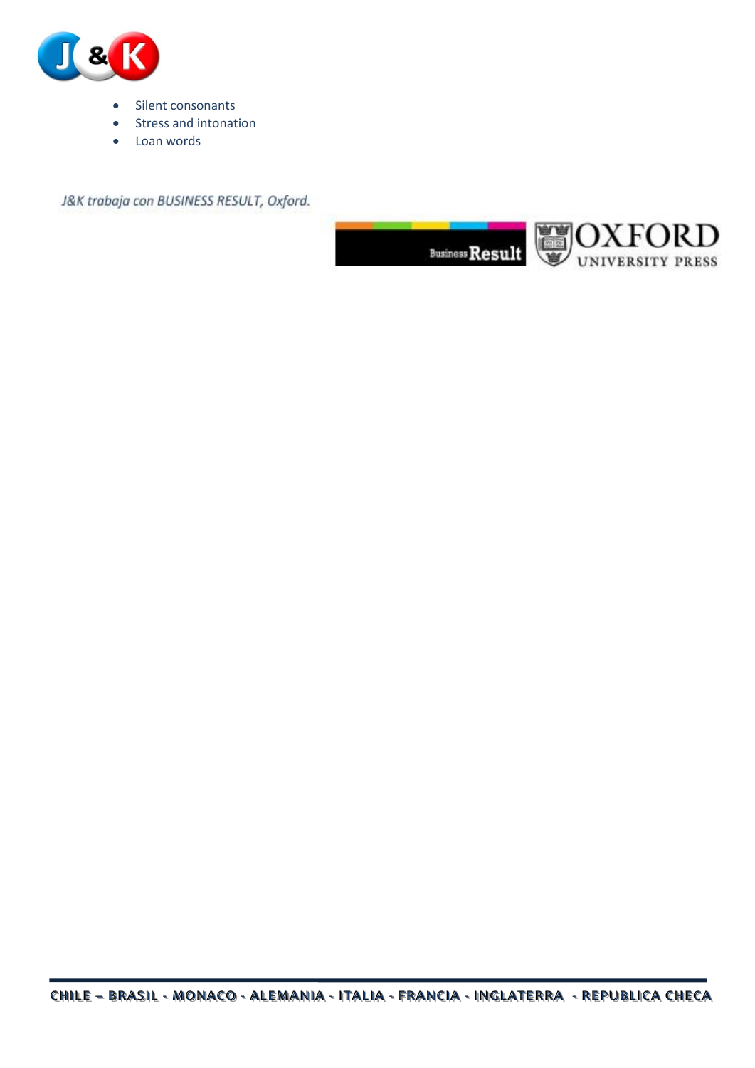- Silent consonants
- Stress and intonation
- Loan words

*J&K trabaja con BUSINESS RESULT, Oxford.*